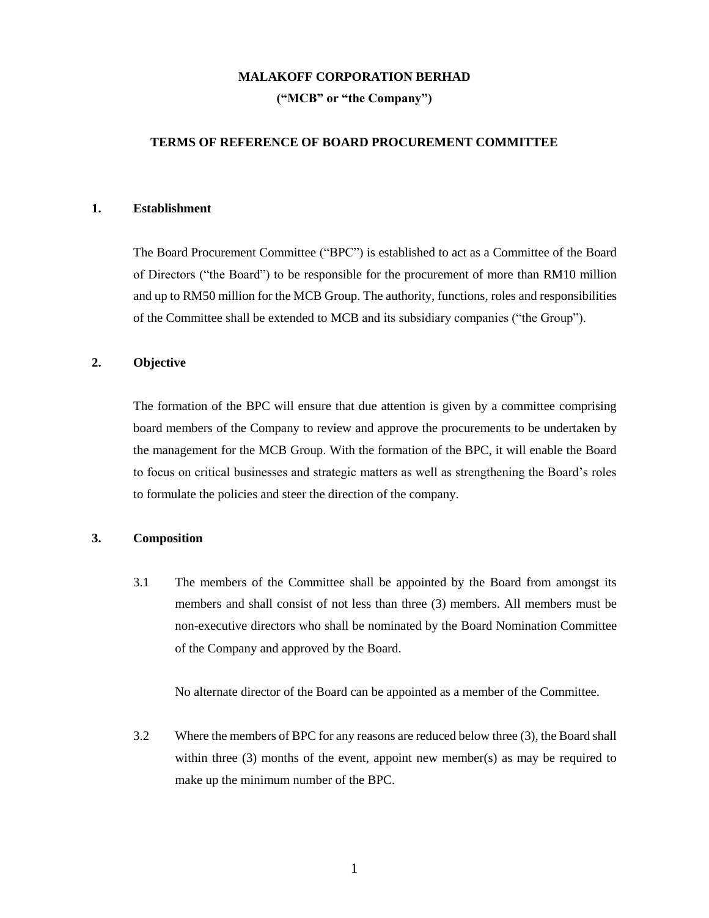# MALAKOFF CORPORATION BERHAD

**("MCB" or "the Company")**

## TERMS OF REFERENCE OF BOARD PROCUREMENT COMMITTEE

### 1. Establishment

The Board Procurement Committee ("BPC") is established to act as a Committee of the Board of Directors ("the Board") to be responsible for the procurement of more than RM10 million and up to RM50 million for the MCB Group. The authority, functions, roles and responsibilities of the Committee shall be extended to MCB and its subsidiary companies ("the Group").

### 2. Objective

The formation of the BPC will ensure that due attention is given by a committee comprising board members of the Company to review and approve the procurements to be undertaken by the management for the MCB Group. With the formation of the BPC, it will enable the Board to focus on critical businesses and strategic matters as well as strengthening the Board's roles to formulate the policies and steer the direction of the company.

### 3. Composition

3.1 The members of the Committee shall be appointed by the Board from amongst its members and shall consist of not less than three (3) members. All members must be non-executive directors who shall be nominated by the Board Nomination Committee of the Company and approved by the Board.

No alternate director of the Board can be appointed as a member of the Committee.

3.2 Where the members of BPC for any reasons are reduced below three (3), the Board shall within three (3) months of the event, appoint new member(s) as may be required to make up the minimum number of the BPC.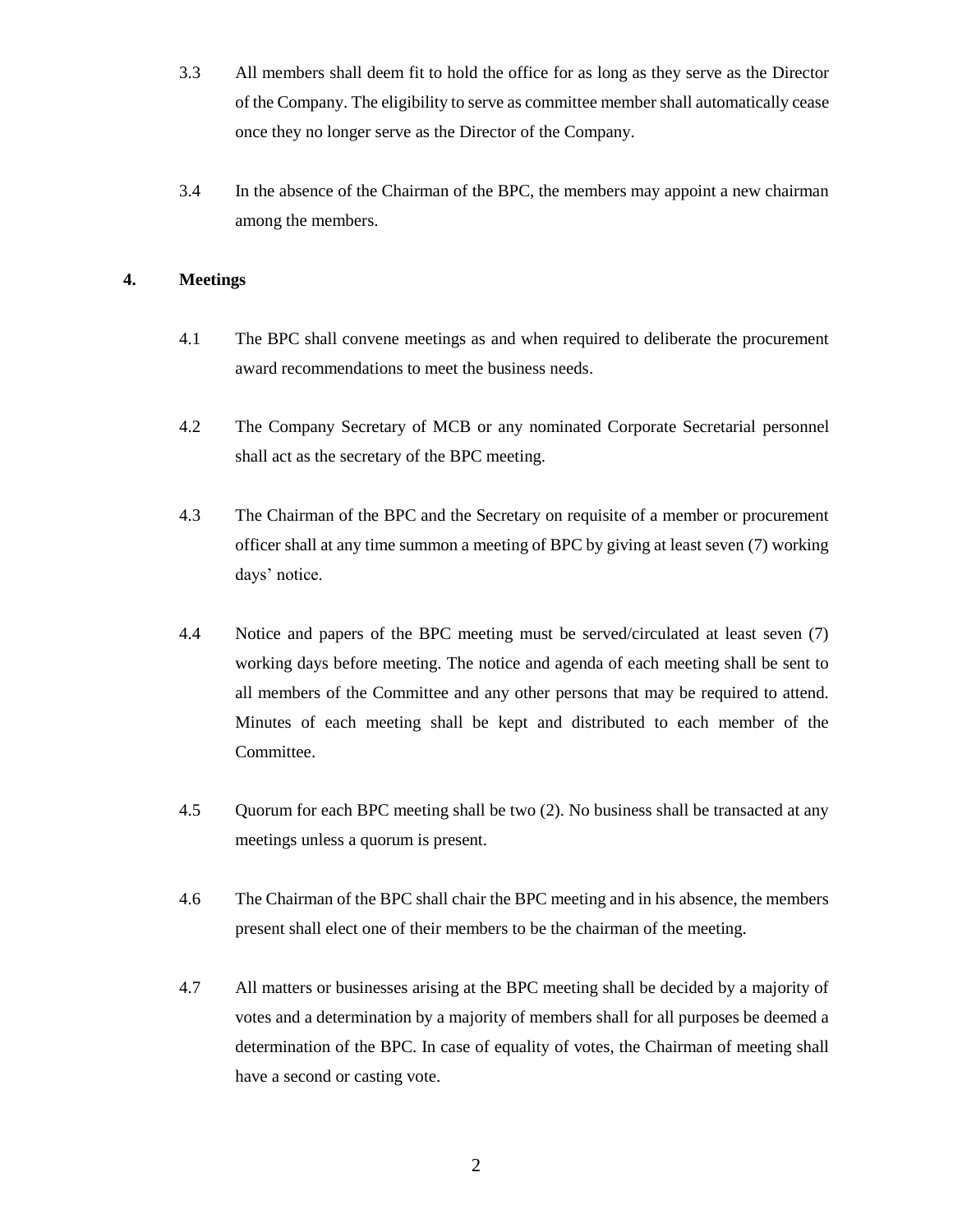3.3 All members shall deem fit to hold the office for as long as they serve as the Director of the Company. The eligibility to serve as committee member shall automatically cease once they no longer serve as the Director of the Company.

3.4 In the absence of the Chairman of the BPC, the members may appoint a new chairman among the members.

**4. Meetings**

4.1 The BPC shall convene meetings as and when required to deliberate the procurement award recommendations to meet the business needs.

4.2 The Company Secretary of MCB or any nominated Corporate Secretarial personnel shall act as the secretary of the BPC meeting.

4.3 The Chairman of the BPC and the Secretary on requisite of a member or procurement officer shall at any time summon a meeting of BPC by giving at least seven (7) working days' notice.

4.4 Notice and papers of the BPC meeting must be served/circulated at least seven (7) working days before meeting. The notice and agenda of each meeting shall be sent to all members of the Committee and any other persons that may be required to attend. Minutes of each meeting shall be kept and distributed to each member of the Committee.

4.5 Quorum for each BPC meeting shall be two (2). No business shall be transacted at any meetings unless a quorum is present.

4.6 The Chairman of the BPC shall chair the BPC meeting and in his absence, the members present shall elect one of their members to be the chairman of the meeting.

4.7 All matters or businesses arising at the BPC meeting shall be decided by a majority of votes and a determination by a majority of members shall for all purposes be deemed a determination of the BPC. In case of equality of votes, the Chairman of meeting shall have a second or casting vote.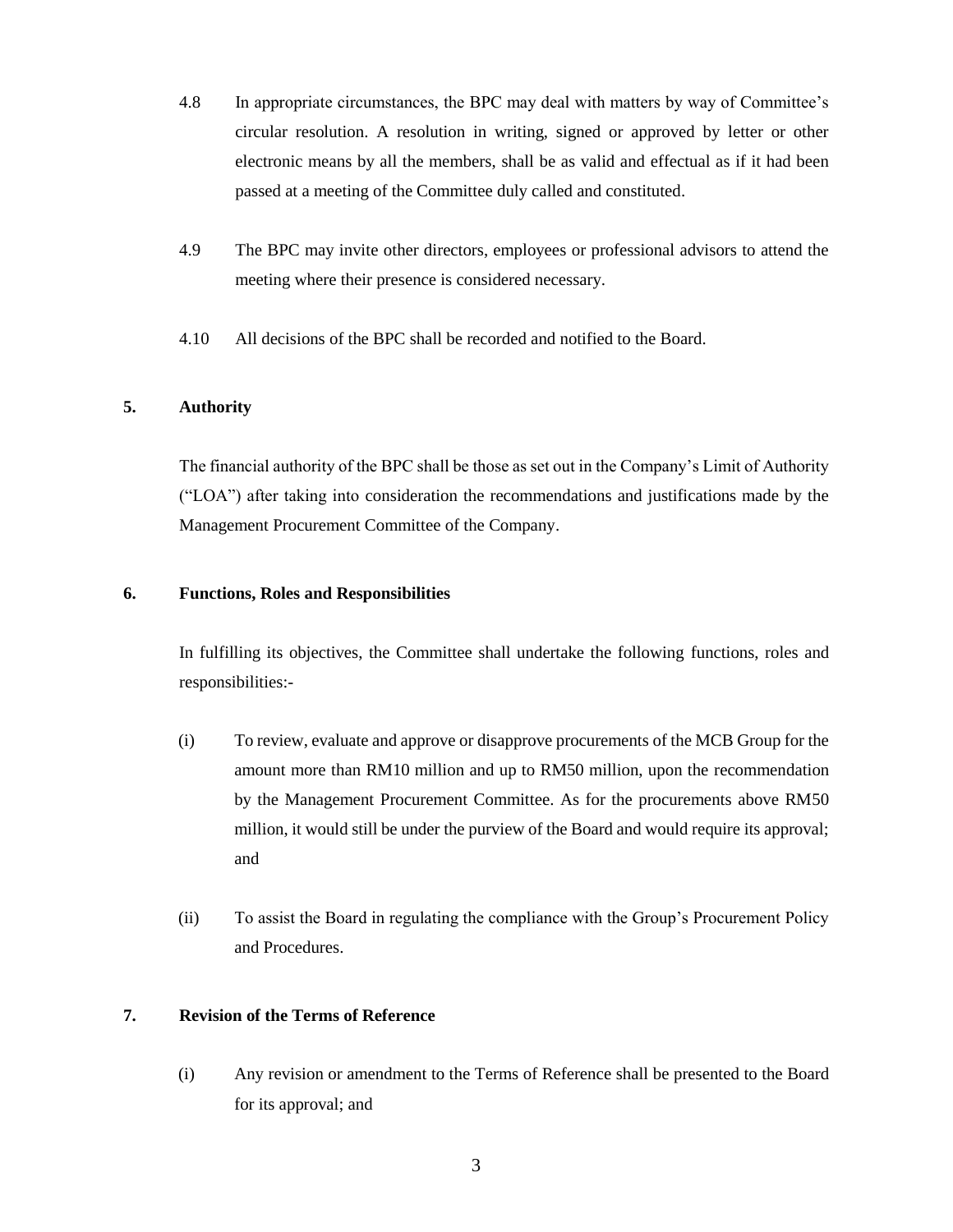4.8 In appropriate circumstances, the BPC may deal with matters by way of Committee's circular resolution. A resolution in writing, signed or approved by letter or other electronic means by all the members, shall be as valid and effectual as if it had been passed at a meeting of the Committee duly called and constituted.

4.9 The BPC may invite other directors, employees or professional advisors to attend the meeting where their presence is considered necessary.

4.10 All decisions of the BPC shall be recorded and notified to the Board.

## 5. Authority

The financial authority of the BPC shall be those as set out in the Company's Limit of Authority ("LOA") after taking into consideration the recommendations and justifications made by the Management Procurement Committee of the Company.

## 6. Functions, Roles and Responsibilities

In fulfilling its objectives, the Committee shall undertake the following functions, roles and responsibilities:-

(i) To review, evaluate and approve or disapprove procurements of the MCB Group for the amount more than RM10 million and up to RM50 million, upon the recommendation by the Management Procurement Committee. As for the procurements above RM50 million, it would still be under the purview of the Board and would require its approval; and

(ii) To assist the Board in regulating the compliance with the Group's Procurement Policy and Procedures.

## 7. Revision of the Terms of Reference

(i) Any revision or amendment to the Terms of Reference shall be presented to the Board for its approval; and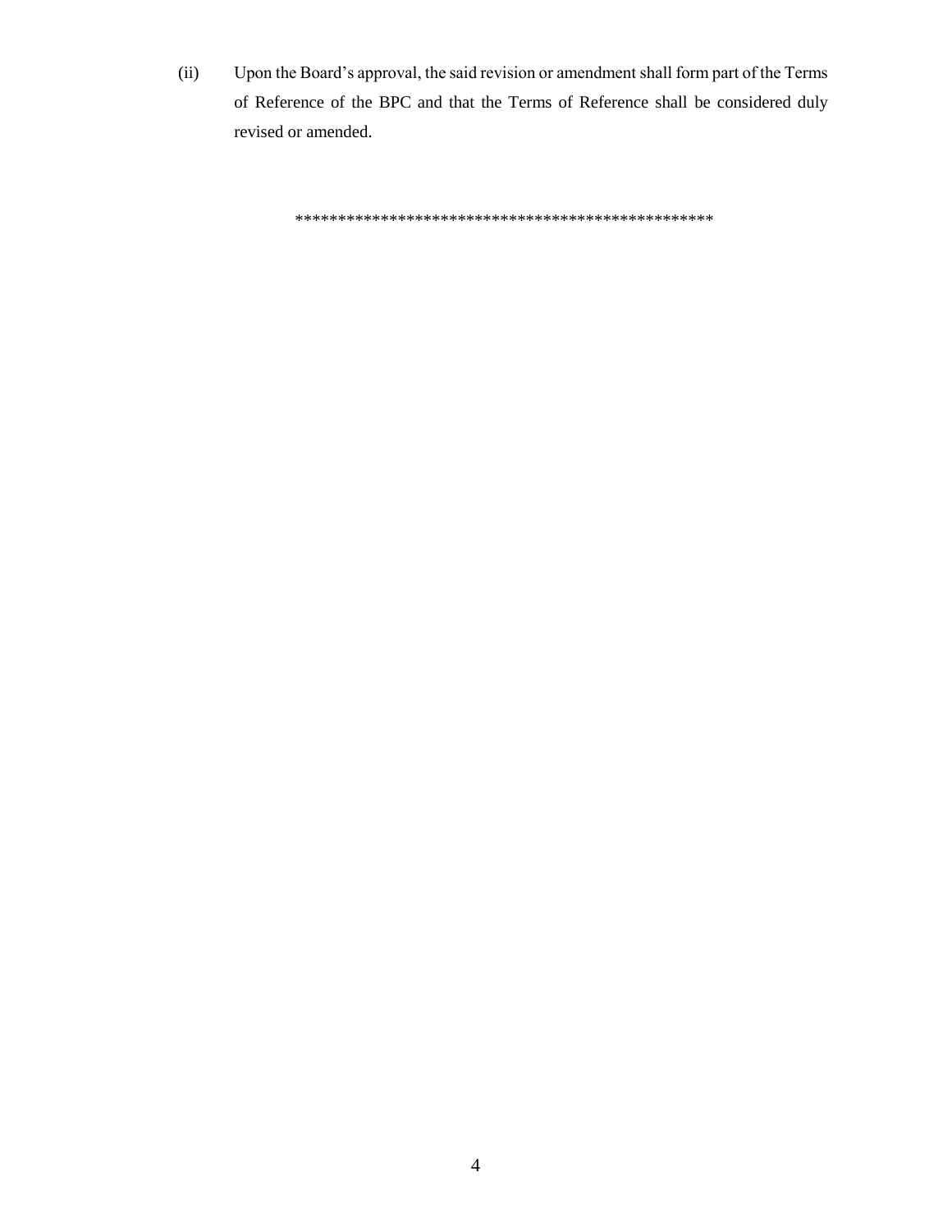(ii) Upon the Board's approval, the said revision or amendment shall form part of the Terms of Reference of the BPC and that the Terms of Reference shall be considered duly revised or amended.

**************************************************